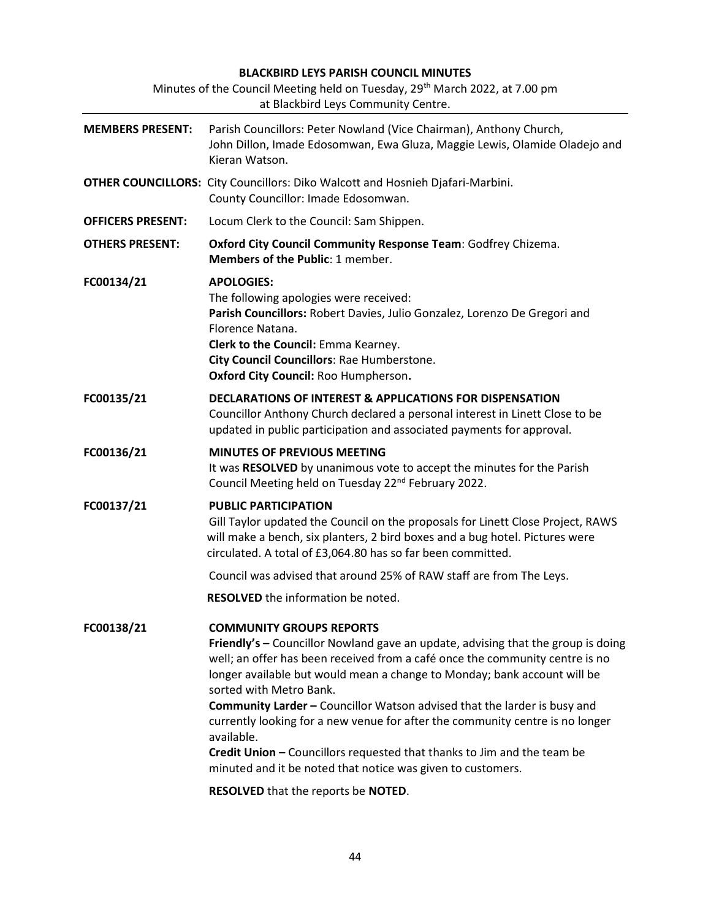# BLACKBIRD LEYS PARISH COUNCIL MINUTES

Minutes of the Council Meeting held on Tuesday, 29th March 2022, at 7.00 pm at Blackbird Leys Community Centre.

**MEMBERS PRESENT:** Parish Councillors: Peter Nowland (Vice Chairman), Anthony Church, John Dillon, Imade Edosomwan, Ewa Gluza, Maggie Lewis, Olamide Oladejo and Kieran Watson.

**OTHER COUNCILLORS:** City Councillors: Diko Walcott and Hosnieh Djafari-Marbini. County Councillor: Imade Edosomwan.

**OFFICERS PRESENT:** Locum Clerk to the Council: Sam Shippen.

**OTHERS PRESENT:** **Oxford City Council Community Response Team**: Godfrey Chizema. **Members of the Public**: 1 member.

**FC00134/21** **APOLOGIES:**

The following apologies were received:
**Parish Councillors:** Robert Davies, Julio Gonzalez, Lorenzo De Gregori and Florence Natana.
**Clerk to the Council:** Emma Kearney.
**City Council Councillors**: Rae Humberstone.
**Oxford City Council:** Roo Humpherson**.**

**FC00135/21** **DECLARATIONS OF INTEREST & APPLICATIONS FOR DISPENSATION**

Councillor Anthony Church declared a personal interest in Linett Close to be updated in public participation and associated payments for approval.

**FC00136/21** **MINUTES OF PREVIOUS MEETING**

It was **RESOLVED** by unanimous vote to accept the minutes for the Parish Council Meeting held on Tuesday 22nd February 2022.

**FC00137/21** **PUBLIC PARTICIPATION**

Gill Taylor updated the Council on the proposals for Linett Close Project, RAWS will make a bench, six planters, 2 bird boxes and a bug hotel. Pictures were circulated. A total of £3,064.80 has so far been committed.

Council was advised that around 25% of RAW staff are from The Leys.

**RESOLVED** the information be noted.

**FC00138/21** **COMMUNITY GROUPS REPORTS**

**Friendly's –** Councillor Nowland gave an update, advising that the group is doing well; an offer has been received from a café once the community centre is no longer available but would mean a change to Monday; bank account will be sorted with Metro Bank.
**Community Larder –** Councillor Watson advised that the larder is busy and currently looking for a new venue for after the community centre is no longer available.
**Credit Union –** Councillors requested that thanks to Jim and the team be minuted and it be noted that notice was given to customers.

**RESOLVED** that the reports be **NOTED**.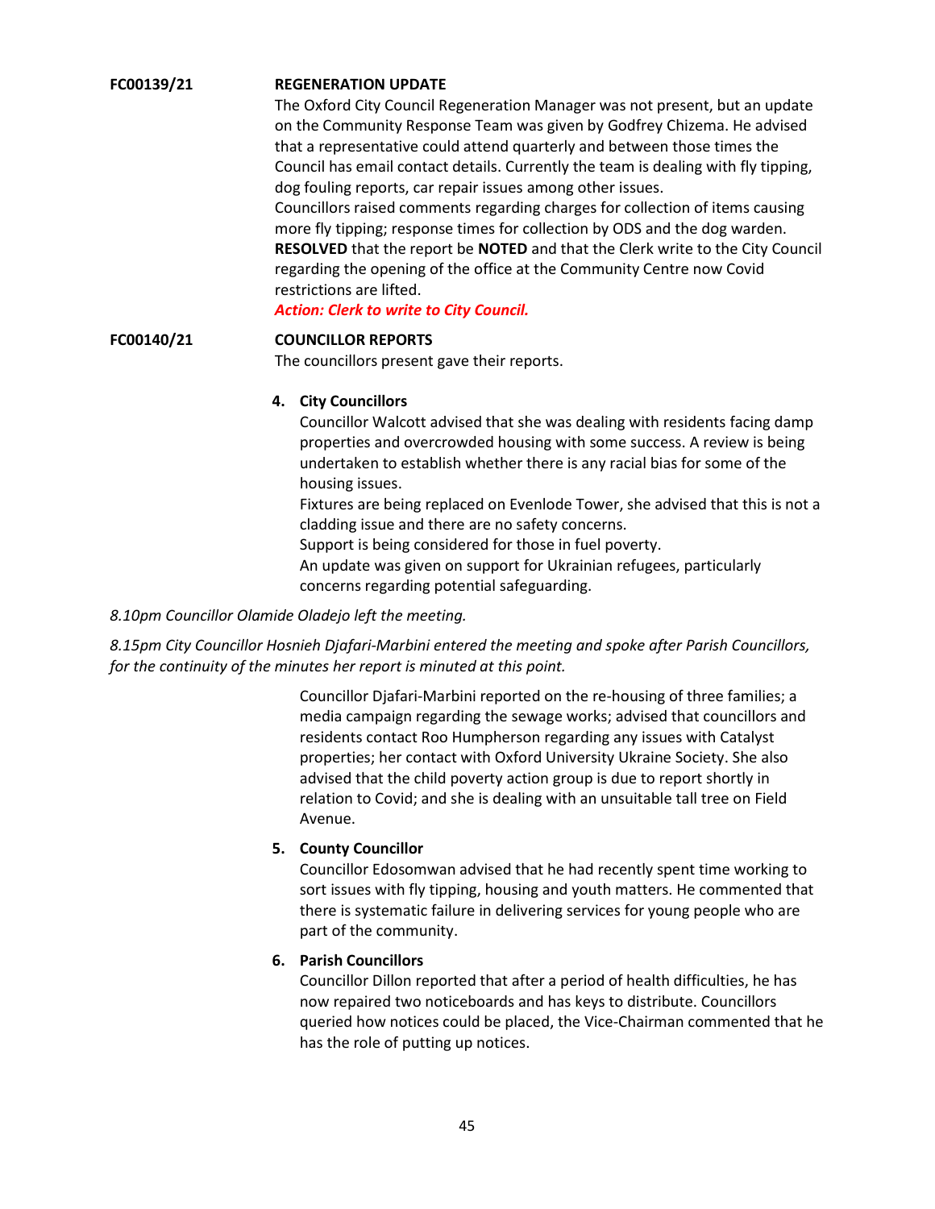**FC00139/21** **REGENERATION UPDATE**

The Oxford City Council Regeneration Manager was not present, but an update on the Community Response Team was given by Godfrey Chizema. He advised that a representative could attend quarterly and between those times the Council has email contact details. Currently the team is dealing with fly tipping, dog fouling reports, car repair issues among other issues.

Councillors raised comments regarding charges for collection of items causing more fly tipping; response times for collection by ODS and the dog warden.

**RESOLVED** that the report be **NOTED** and that the Clerk write to the City Council regarding the opening of the office at the Community Centre now Covid restrictions are lifted.

***Action: Clerk to write to City Council.***

**FC00140/21** **COUNCILLOR REPORTS**

The councillors present gave their reports.

4. **City Councillors**

   Councillor Walcott advised that she was dealing with residents facing damp properties and overcrowded housing with some success. A review is being undertaken to establish whether there is any racial bias for some of the housing issues.

   Fixtures are being replaced on Evenlode Tower, she advised that this is not a cladding issue and there are no safety concerns.

   Support is being considered for those in fuel poverty.

   An update was given on support for Ukrainian refugees, particularly concerns regarding potential safeguarding.

*8.10pm Councillor Olamide Oladejo left the meeting.*

*8.15pm City Councillor Hosnieh Djafari-Marbini entered the meeting and spoke after Parish Councillors, for the continuity of the minutes her report is minuted at this point.*

   Councillor Djafari-Marbini reported on the re-housing of three families; a media campaign regarding the sewage works; advised that councillors and residents contact Roo Humpherson regarding any issues with Catalyst properties; her contact with Oxford University Ukraine Society. She also advised that the child poverty action group is due to report shortly in relation to Covid; and she is dealing with an unsuitable tall tree on Field Avenue.

5. **County Councillor**

   Councillor Edosomwan advised that he had recently spent time working to sort issues with fly tipping, housing and youth matters. He commented that there is systematic failure in delivering services for young people who are part of the community.

6. **Parish Councillors**

   Councillor Dillon reported that after a period of health difficulties, he has now repaired two noticeboards and has keys to distribute. Councillors queried how notices could be placed, the Vice-Chairman commented that he has the role of putting up notices.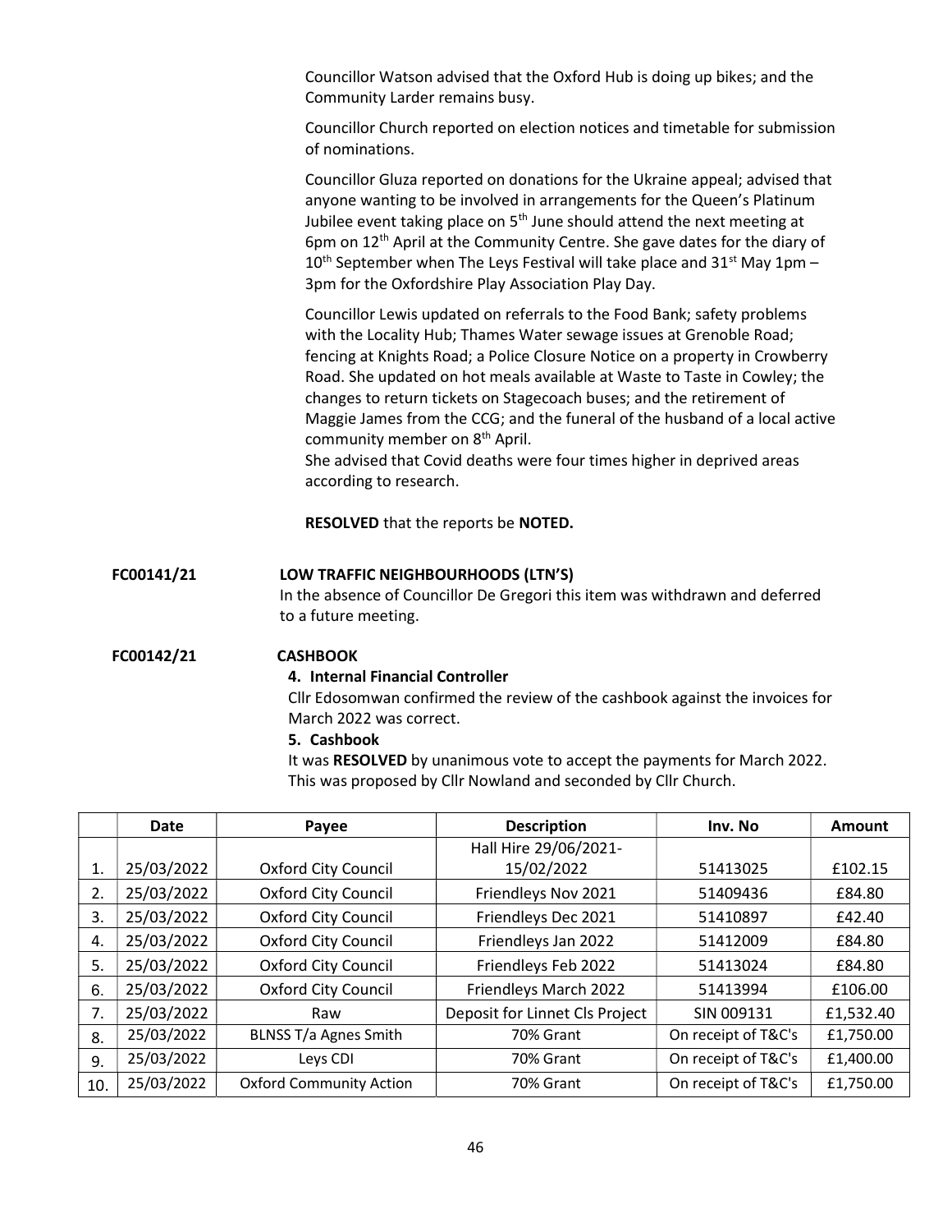Councillor Watson advised that the Oxford Hub is doing up bikes; and the Community Larder remains busy.

Councillor Church reported on election notices and timetable for submission of nominations.

Councillor Gluza reported on donations for the Ukraine appeal; advised that anyone wanting to be involved in arrangements for the Queen's Platinum Jubilee event taking place on 5th June should attend the next meeting at 6pm on 12th April at the Community Centre. She gave dates for the diary of 10th September when The Leys Festival will take place and 31st May 1pm – 3pm for the Oxfordshire Play Association Play Day.

Councillor Lewis updated on referrals to the Food Bank; safety problems with the Locality Hub; Thames Water sewage issues at Grenoble Road; fencing at Knights Road; a Police Closure Notice on a property in Crowberry Road. She updated on hot meals available at Waste to Taste in Cowley; the changes to return tickets on Stagecoach buses; and the retirement of Maggie James from the CCG; and the funeral of the husband of a local active community member on 8th April.
She advised that Covid deaths were four times higher in deprived areas according to research.

**RESOLVED** that the reports be **NOTED.**

**FC00141/21 LOW TRAFFIC NEIGHBOURHOODS (LTN'S)**

In the absence of Councillor De Gregori this item was withdrawn and deferred to a future meeting.

**FC00142/21 CASHBOOK**

**4. Internal Financial Controller**

Cllr Edosomwan confirmed the review of the cashbook against the invoices for March 2022 was correct.

**5. Cashbook**

It was **RESOLVED** by unanimous vote to accept the payments for March 2022. This was proposed by Cllr Nowland and seconded by Cllr Church.

| | Date | Payee | Description | Inv. No | Amount |
|---|---|---|---|---|---|
| 1. | 25/03/2022 | Oxford City Council | Hall Hire 29/06/2021-15/02/2022 | 51413025 | £102.15 |
| 2. | 25/03/2022 | Oxford City Council | Friendleys Nov 2021 | 51409436 | £84.80 |
| 3. | 25/03/2022 | Oxford City Council | Friendleys Dec 2021 | 51410897 | £42.40 |
| 4. | 25/03/2022 | Oxford City Council | Friendleys Jan 2022 | 51412009 | £84.80 |
| 5. | 25/03/2022 | Oxford City Council | Friendleys Feb 2022 | 51413024 | £84.80 |
| 6. | 25/03/2022 | Oxford City Council | Friendleys March 2022 | 51413994 | £106.00 |
| 7. | 25/03/2022 | Raw | Deposit for Linnet Cls Project | SIN 009131 | £1,532.40 |
| 8. | 25/03/2022 | BLNSS T/a Agnes Smith | 70% Grant | On receipt of T&C's | £1,750.00 |
| 9. | 25/03/2022 | Leys CDI | 70% Grant | On receipt of T&C's | £1,400.00 |
| 10. | 25/03/2022 | Oxford Community Action | 70% Grant | On receipt of T&C's | £1,750.00 |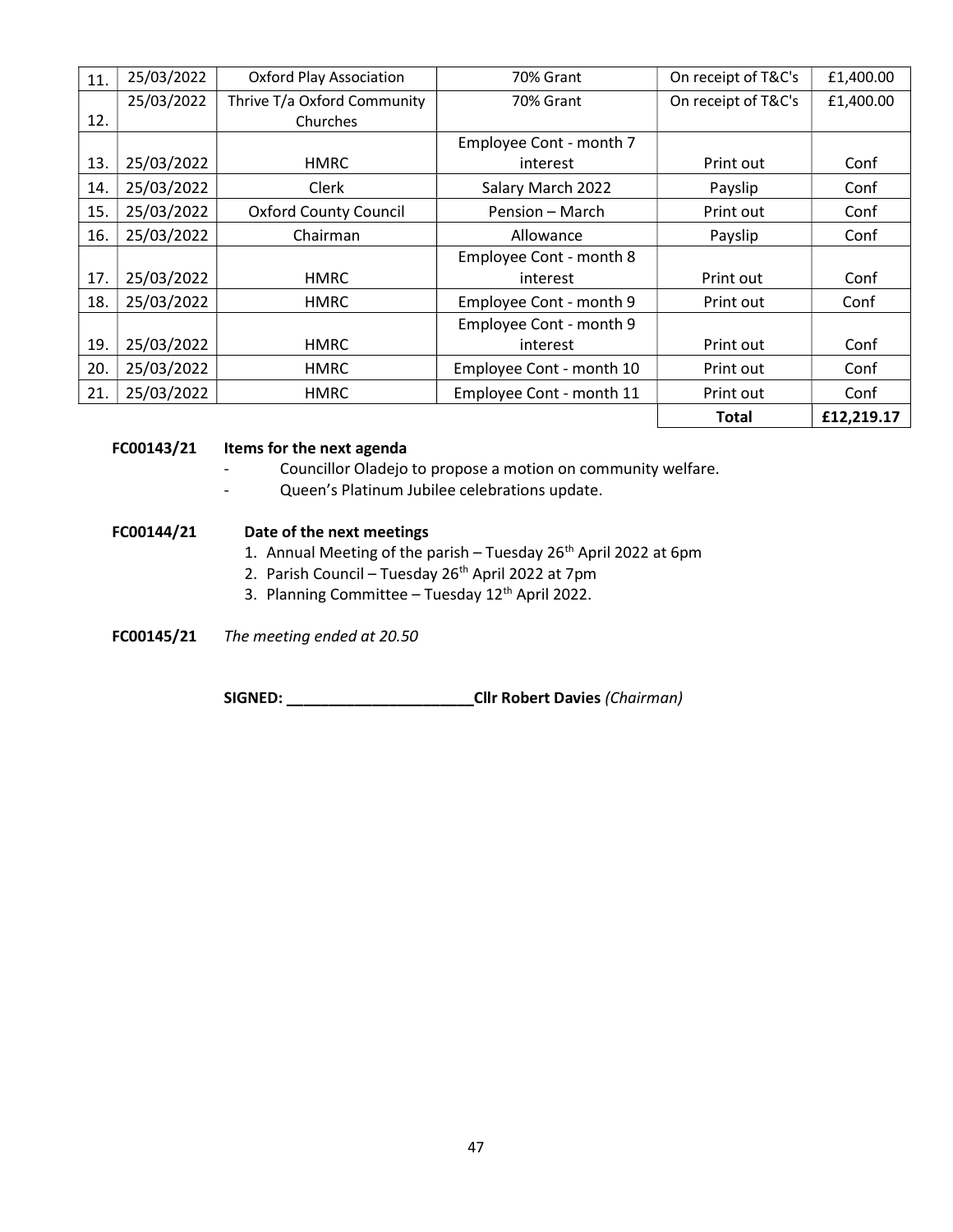| | | | | | |
|---|---|---|---|---|---|
| 11. | 25/03/2022 | Oxford Play Association | 70% Grant | On receipt of T&C's | £1,400.00 |
| 12. | 25/03/2022 | Thrive T/a Oxford Community Churches | 70% Grant | On receipt of T&C's | £1,400.00 |
| 13. | 25/03/2022 | HMRC | Employee Cont - month 7 interest | Print out | Conf |
| 14. | 25/03/2022 | Clerk | Salary March 2022 | Payslip | Conf |
| 15. | 25/03/2022 | Oxford County Council | Pension – March | Print out | Conf |
| 16. | 25/03/2022 | Chairman | Allowance | Payslip | Conf |
| 17. | 25/03/2022 | HMRC | Employee Cont - month 8 interest | Print out | Conf |
| 18. | 25/03/2022 | HMRC | Employee Cont - month 9 | Print out | Conf |
| 19. | 25/03/2022 | HMRC | Employee Cont - month 9 interest | Print out | Conf |
| 20. | 25/03/2022 | HMRC | Employee Cont - month 10 | Print out | Conf |
| 21. | 25/03/2022 | HMRC | Employee Cont - month 11 | Print out | Conf |
| | | | | **Total** | **£12,219.17** |

**FC00143/21 Items for the next agenda**

- Councillor Oladejo to propose a motion on community welfare.
- Queen's Platinum Jubilee celebrations update.

**FC00144/21 Date of the next meetings**

1. Annual Meeting of the parish – Tuesday 26th April 2022 at 6pm
2. Parish Council – Tuesday 26th April 2022 at 7pm
3. Planning Committee – Tuesday 12th April 2022.

**FC00145/21** *The meeting ended at 20.50*

**SIGNED: ______________________Cllr Robert Davies** *(Chairman)*